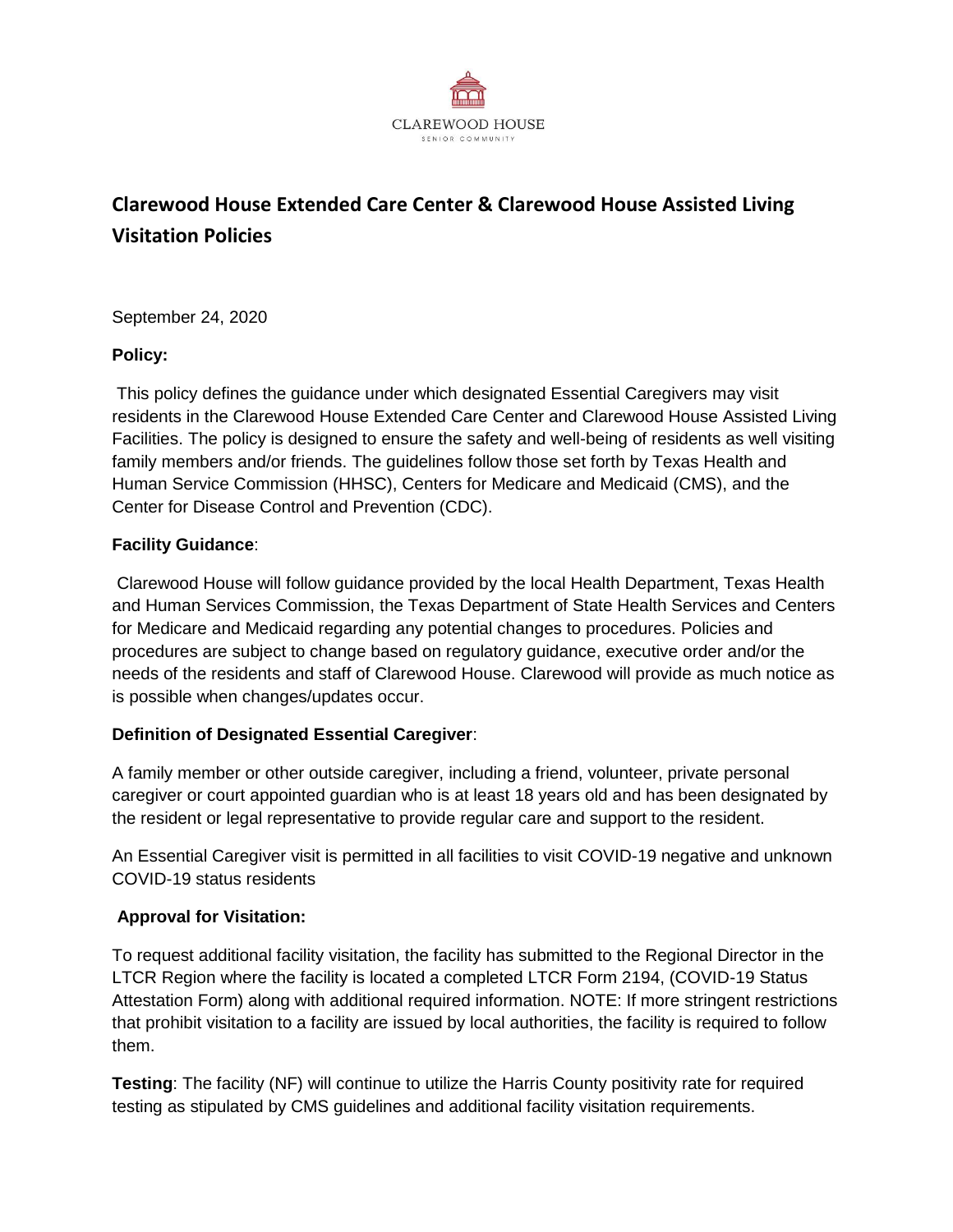CLAREWOOD HOUSE

SENIOR COMMUNITY

# Clarewood House Extended Care Center & Clarewood House Assisted Living Visitation Policies

September 24, 2020

**Policy:**

This policy defines the guidance under which designated Essential Caregivers may visit residents in the Clarewood House Extended Care Center and Clarewood House Assisted Living Facilities. The policy is designed to ensure the safety and well-being of residents as well visiting family members and/or friends. The guidelines follow those set forth by Texas Health and Human Service Commission (HHSC), Centers for Medicare and Medicaid (CMS), and the Center for Disease Control and Prevention (CDC).

**Facility Guidance**:

Clarewood House will follow guidance provided by the local Health Department, Texas Health and Human Services Commission, the Texas Department of State Health Services and Centers for Medicare and Medicaid regarding any potential changes to procedures. Policies and procedures are subject to change based on regulatory guidance, executive order and/or the needs of the residents and staff of Clarewood House. Clarewood will provide as much notice as is possible when changes/updates occur.

**Definition of Designated Essential Caregiver**:

A family member or other outside caregiver, including a friend, volunteer, private personal caregiver or court appointed guardian who is at least 18 years old and has been designated by the resident or legal representative to provide regular care and support to the resident.

An Essential Caregiver visit is permitted in all facilities to visit COVID-19 negative and unknown COVID-19 status residents

**Approval for Visitation:**

To request additional facility visitation, the facility has submitted to the Regional Director in the LTCR Region where the facility is located a completed LTCR Form 2194, (COVID-19 Status Attestation Form) along with additional required information. NOTE: If more stringent restrictions that prohibit visitation to a facility are issued by local authorities, the facility is required to follow them.

**Testing**: The facility (NF) will continue to utilize the Harris County positivity rate for required testing as stipulated by CMS guidelines and additional facility visitation requirements.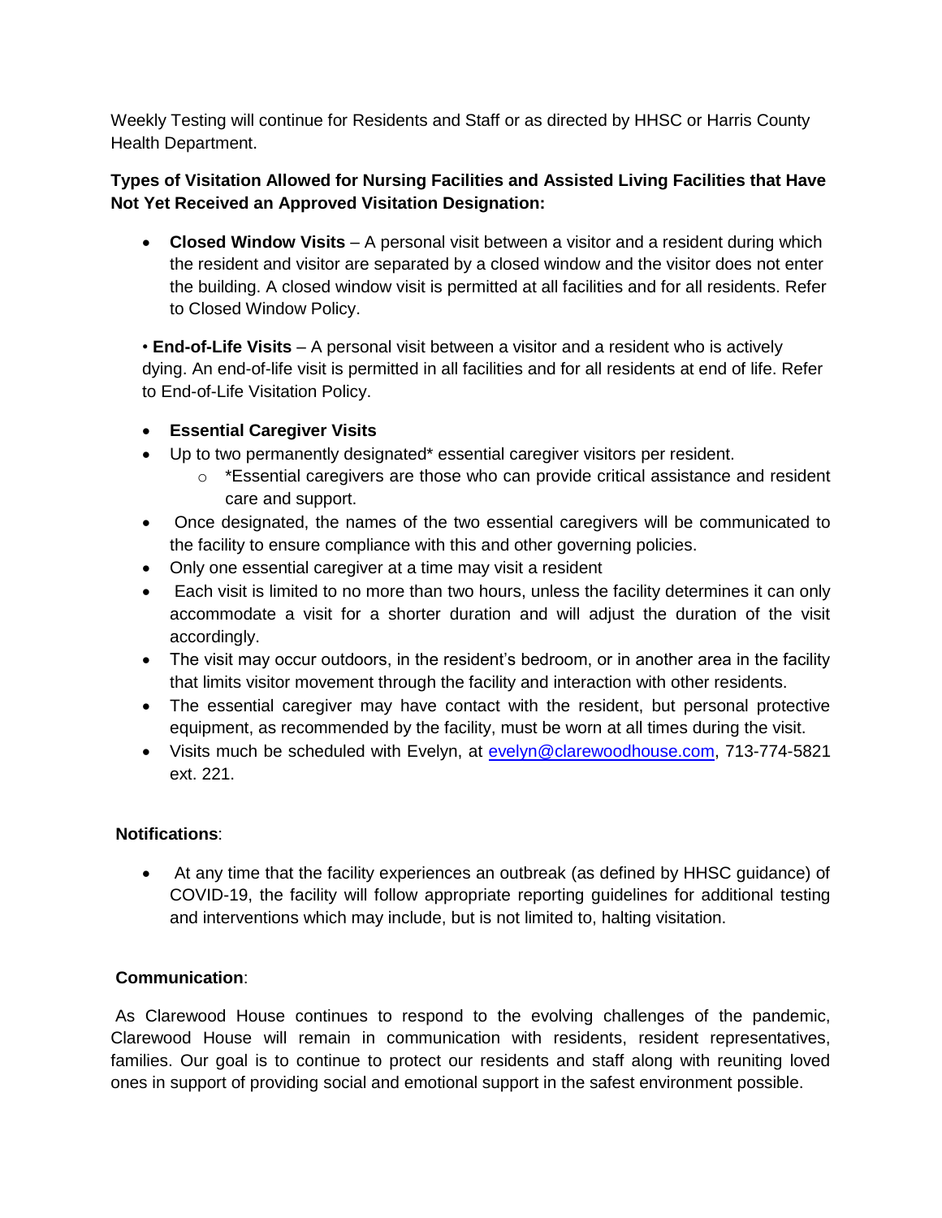Weekly Testing will continue for Residents and Staff or as directed by HHSC or Harris County Health Department.

**Types of Visitation Allowed for Nursing Facilities and Assisted Living Facilities that Have Not Yet Received an Approved Visitation Designation:**

- **Closed Window Visits** – A personal visit between a visitor and a resident during which the resident and visitor are separated by a closed window and the visitor does not enter the building. A closed window visit is permitted at all facilities and for all residents. Refer to Closed Window Policy.

• **End-of-Life Visits** – A personal visit between a visitor and a resident who is actively dying. An end-of-life visit is permitted in all facilities and for all residents at end of life. Refer to End-of-Life Visitation Policy.

- **Essential Caregiver Visits**
- Up to two permanently designated* essential caregiver visitors per resident.
  - *Essential caregivers are those who can provide critical assistance and resident care and support.
- Once designated, the names of the two essential caregivers will be communicated to the facility to ensure compliance with this and other governing policies.
- Only one essential caregiver at a time may visit a resident
- Each visit is limited to no more than two hours, unless the facility determines it can only accommodate a visit for a shorter duration and will adjust the duration of the visit accordingly.
- The visit may occur outdoors, in the resident's bedroom, or in another area in the facility that limits visitor movement through the facility and interaction with other residents.
- The essential caregiver may have contact with the resident, but personal protective equipment, as recommended by the facility, must be worn at all times during the visit.
- Visits much be scheduled with Evelyn, at evelyn@clarewoodhouse.com, 713-774-5821 ext. 221.

**Notifications**:

- At any time that the facility experiences an outbreak (as defined by HHSC guidance) of COVID-19, the facility will follow appropriate reporting guidelines for additional testing and interventions which may include, but is not limited to, halting visitation.

**Communication**:

As Clarewood House continues to respond to the evolving challenges of the pandemic, Clarewood House will remain in communication with residents, resident representatives, families. Our goal is to continue to protect our residents and staff along with reuniting loved ones in support of providing social and emotional support in the safest environment possible.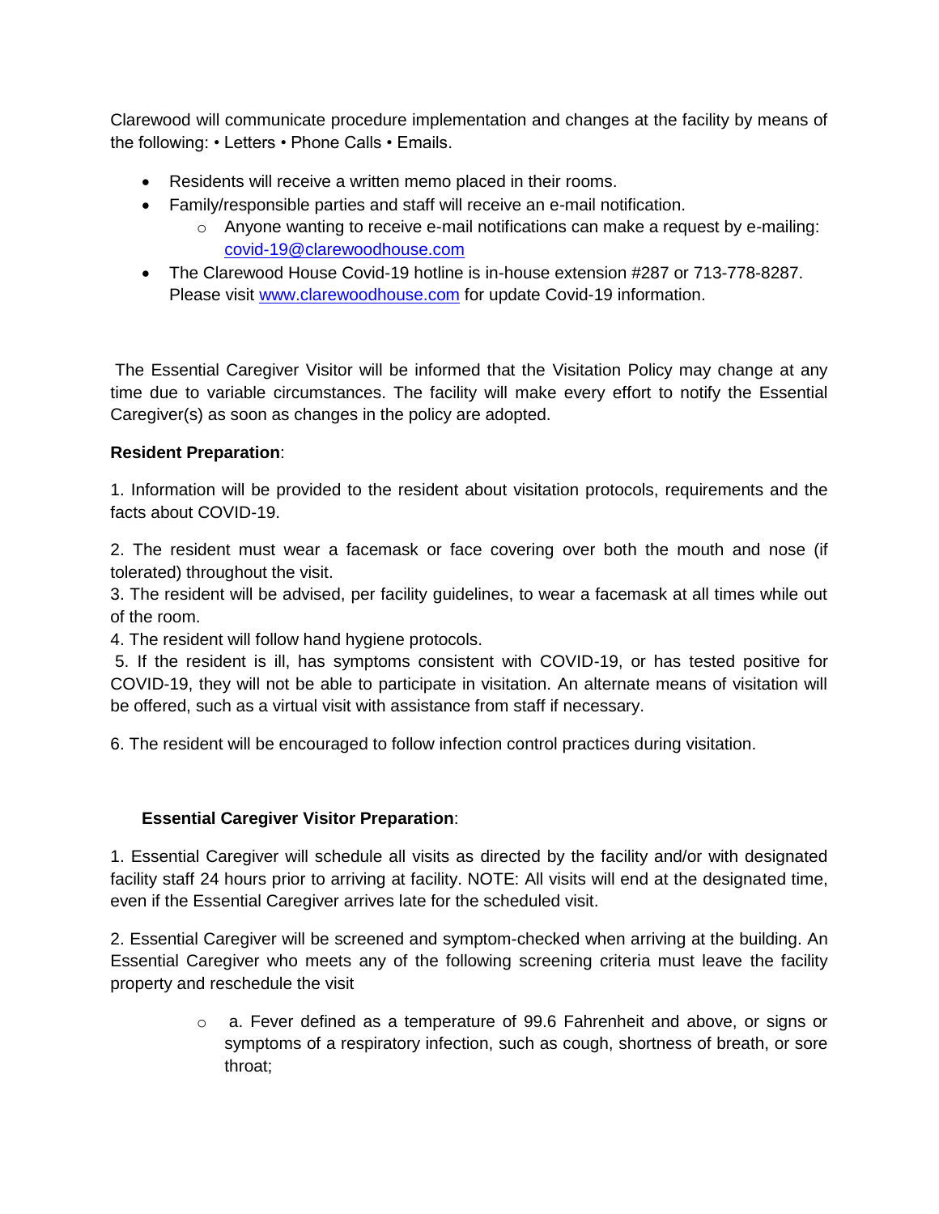Clarewood will communicate procedure implementation and changes at the facility by means of the following: • Letters • Phone Calls • Emails.

- Residents will receive a written memo placed in their rooms.
- Family/responsible parties and staff will receive an e-mail notification.
  - Anyone wanting to receive e-mail notifications can make a request by e-mailing: covid-19@clarewoodhouse.com
- The Clarewood House Covid-19 hotline is in-house extension #287 or 713-778-8287. Please visit www.clarewoodhouse.com for update Covid-19 information.

The Essential Caregiver Visitor will be informed that the Visitation Policy may change at any time due to variable circumstances. The facility will make every effort to notify the Essential Caregiver(s) as soon as changes in the policy are adopted.

**Resident Preparation**:

1. Information will be provided to the resident about visitation protocols, requirements and the facts about COVID-19.

2. The resident must wear a facemask or face covering over both the mouth and nose (if tolerated) throughout the visit.

3. The resident will be advised, per facility guidelines, to wear a facemask at all times while out of the room.

4. The resident will follow hand hygiene protocols.

5. If the resident is ill, has symptoms consistent with COVID-19, or has tested positive for COVID-19, they will not be able to participate in visitation. An alternate means of visitation will be offered, such as a virtual visit with assistance from staff if necessary.

6. The resident will be encouraged to follow infection control practices during visitation.

**Essential Caregiver Visitor Preparation**:

1. Essential Caregiver will schedule all visits as directed by the facility and/or with designated facility staff 24 hours prior to arriving at facility. NOTE: All visits will end at the designated time, even if the Essential Caregiver arrives late for the scheduled visit.

2. Essential Caregiver will be screened and symptom-checked when arriving at the building. An Essential Caregiver who meets any of the following screening criteria must leave the facility property and reschedule the visit

   - a. Fever defined as a temperature of 99.6 Fahrenheit and above, or signs or symptoms of a respiratory infection, such as cough, shortness of breath, or sore throat;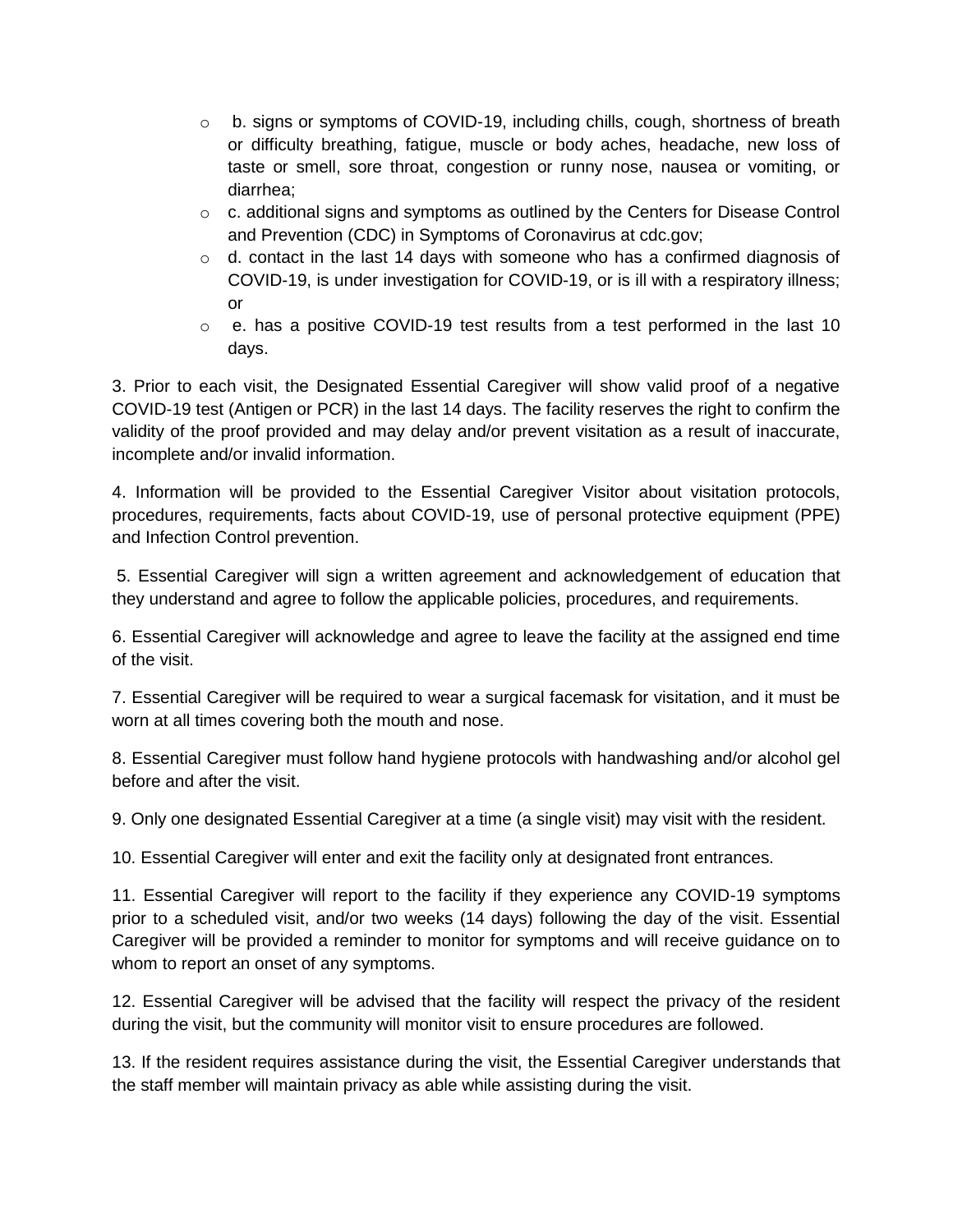- b. signs or symptoms of COVID-19, including chills, cough, shortness of breath or difficulty breathing, fatigue, muscle or body aches, headache, new loss of taste or smell, sore throat, congestion or runny nose, nausea or vomiting, or diarrhea;
- c. additional signs and symptoms as outlined by the Centers for Disease Control and Prevention (CDC) in Symptoms of Coronavirus at cdc.gov;
- d. contact in the last 14 days with someone who has a confirmed diagnosis of COVID-19, is under investigation for COVID-19, or is ill with a respiratory illness; or
- e. has a positive COVID-19 test results from a test performed in the last 10 days.

3. Prior to each visit, the Designated Essential Caregiver will show valid proof of a negative COVID-19 test (Antigen or PCR) in the last 14 days. The facility reserves the right to confirm the validity of the proof provided and may delay and/or prevent visitation as a result of inaccurate, incomplete and/or invalid information.

4. Information will be provided to the Essential Caregiver Visitor about visitation protocols, procedures, requirements, facts about COVID-19, use of personal protective equipment (PPE) and Infection Control prevention.

5. Essential Caregiver will sign a written agreement and acknowledgement of education that they understand and agree to follow the applicable policies, procedures, and requirements.

6. Essential Caregiver will acknowledge and agree to leave the facility at the assigned end time of the visit.

7. Essential Caregiver will be required to wear a surgical facemask for visitation, and it must be worn at all times covering both the mouth and nose.

8. Essential Caregiver must follow hand hygiene protocols with handwashing and/or alcohol gel before and after the visit.

9. Only one designated Essential Caregiver at a time (a single visit) may visit with the resident.

10. Essential Caregiver will enter and exit the facility only at designated front entrances.

11. Essential Caregiver will report to the facility if they experience any COVID-19 symptoms prior to a scheduled visit, and/or two weeks (14 days) following the day of the visit. Essential Caregiver will be provided a reminder to monitor for symptoms and will receive guidance on to whom to report an onset of any symptoms.

12. Essential Caregiver will be advised that the facility will respect the privacy of the resident during the visit, but the community will monitor visit to ensure procedures are followed.

13. If the resident requires assistance during the visit, the Essential Caregiver understands that the staff member will maintain privacy as able while assisting during the visit.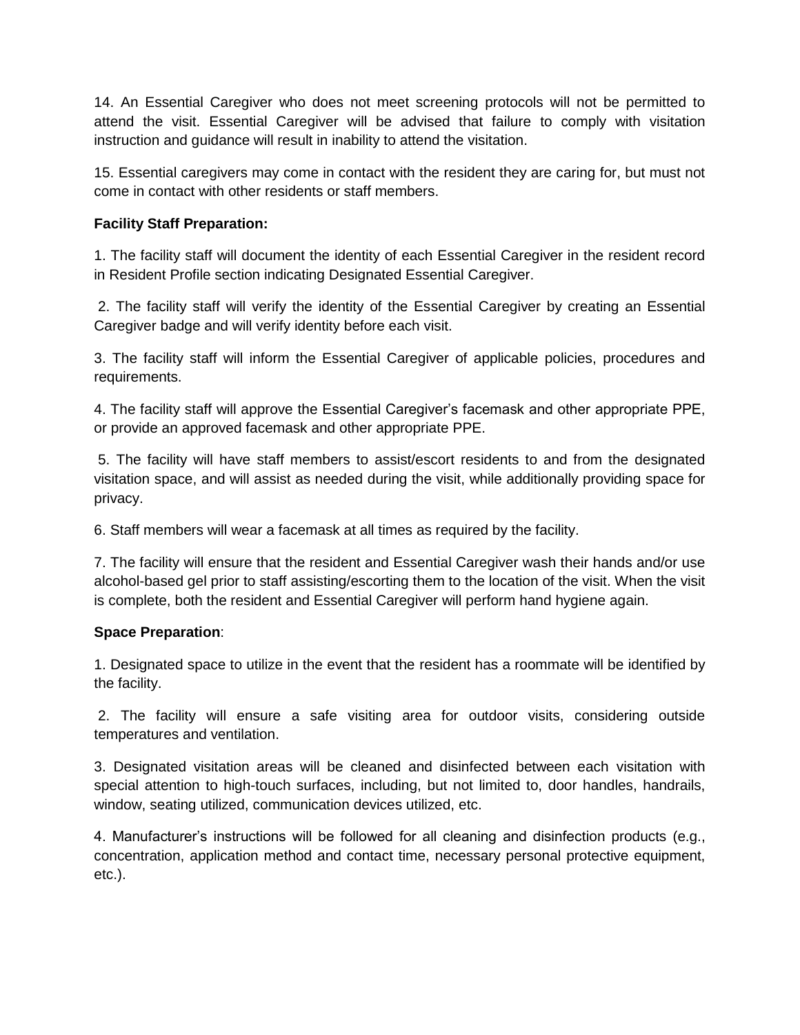14. An Essential Caregiver who does not meet screening protocols will not be permitted to attend the visit. Essential Caregiver will be advised that failure to comply with visitation instruction and guidance will result in inability to attend the visitation.

15. Essential caregivers may come in contact with the resident they are caring for, but must not come in contact with other residents or staff members.

**Facility Staff Preparation:**

1. The facility staff will document the identity of each Essential Caregiver in the resident record in Resident Profile section indicating Designated Essential Caregiver.

2. The facility staff will verify the identity of the Essential Caregiver by creating an Essential Caregiver badge and will verify identity before each visit.

3. The facility staff will inform the Essential Caregiver of applicable policies, procedures and requirements.

4. The facility staff will approve the Essential Caregiver's facemask and other appropriate PPE, or provide an approved facemask and other appropriate PPE.

5. The facility will have staff members to assist/escort residents to and from the designated visitation space, and will assist as needed during the visit, while additionally providing space for privacy.

6. Staff members will wear a facemask at all times as required by the facility.

7. The facility will ensure that the resident and Essential Caregiver wash their hands and/or use alcohol-based gel prior to staff assisting/escorting them to the location of the visit. When the visit is complete, both the resident and Essential Caregiver will perform hand hygiene again.

**Space Preparation**:

1. Designated space to utilize in the event that the resident has a roommate will be identified by the facility.

2. The facility will ensure a safe visiting area for outdoor visits, considering outside temperatures and ventilation.

3. Designated visitation areas will be cleaned and disinfected between each visitation with special attention to high-touch surfaces, including, but not limited to, door handles, handrails, window, seating utilized, communication devices utilized, etc.

4. Manufacturer's instructions will be followed for all cleaning and disinfection products (e.g., concentration, application method and contact time, necessary personal protective equipment, etc.).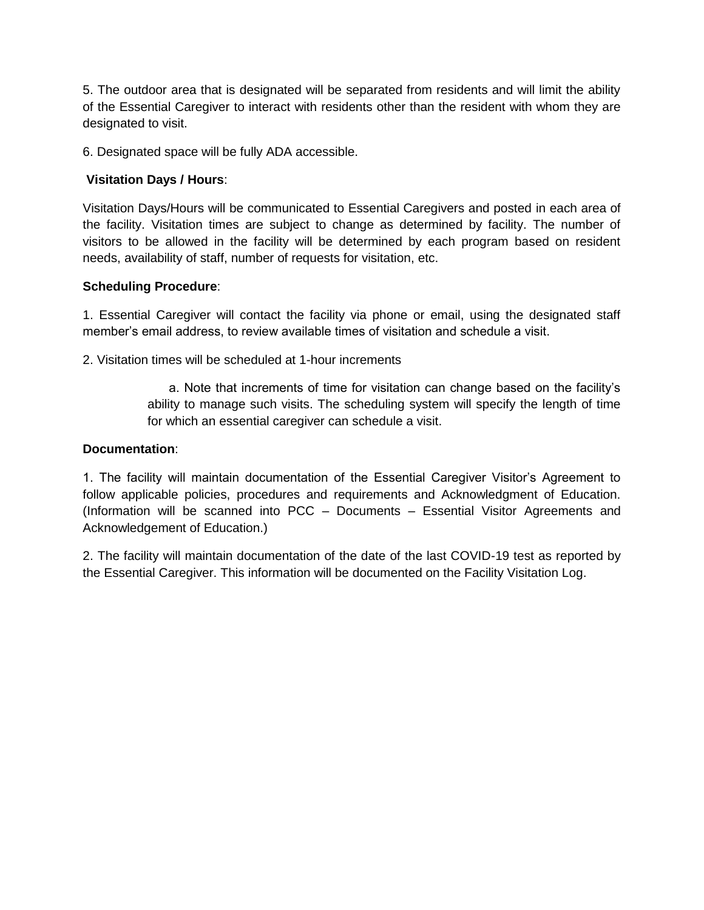5. The outdoor area that is designated will be separated from residents and will limit the ability of the Essential Caregiver to interact with residents other than the resident with whom they are designated to visit.

6. Designated space will be fully ADA accessible.

**Visitation Days / Hours**:

Visitation Days/Hours will be communicated to Essential Caregivers and posted in each area of the facility. Visitation times are subject to change as determined by facility. The number of visitors to be allowed in the facility will be determined by each program based on resident needs, availability of staff, number of requests for visitation, etc.

**Scheduling Procedure**:

1. Essential Caregiver will contact the facility via phone or email, using the designated staff member's email address, to review available times of visitation and schedule a visit.

2. Visitation times will be scheduled at 1-hour increments

   a. Note that increments of time for visitation can change based on the facility's ability to manage such visits. The scheduling system will specify the length of time for which an essential caregiver can schedule a visit.

**Documentation**:

1. The facility will maintain documentation of the Essential Caregiver Visitor's Agreement to follow applicable policies, procedures and requirements and Acknowledgment of Education. (Information will be scanned into PCC – Documents – Essential Visitor Agreements and Acknowledgement of Education.)

2. The facility will maintain documentation of the date of the last COVID-19 test as reported by the Essential Caregiver. This information will be documented on the Facility Visitation Log.